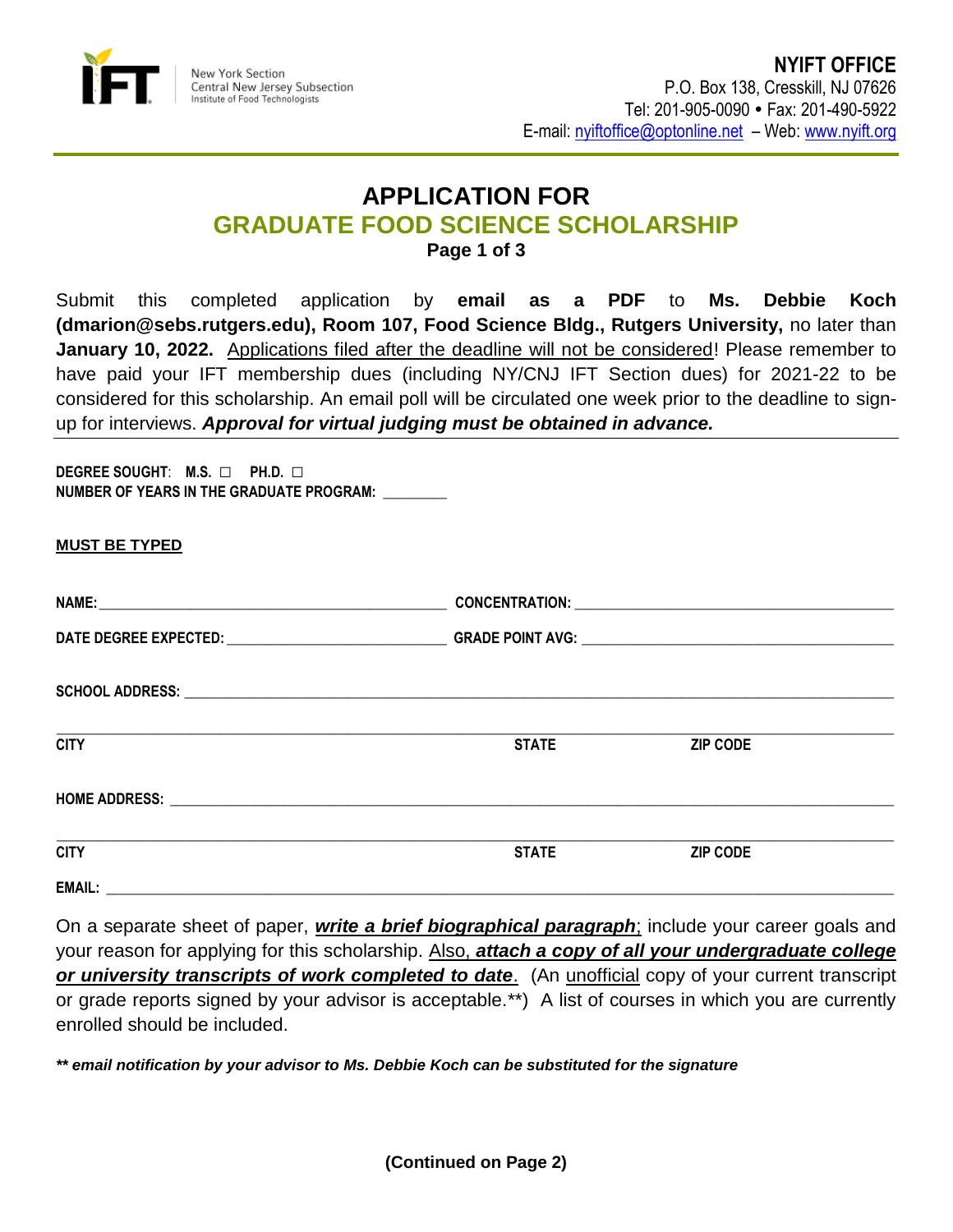New York Section
Central New Jersey Subsection
Institute of Food Technologists

**NYIFT OFFICE**
P.O. Box 138, Cresskill, NJ 07626
Tel: 201-905-0090 • Fax: 201-490-5922
E-mail: nyiftoffice@optonline.net – Web: www.nyift.org

# APPLICATION FOR
# GRADUATE FOOD SCIENCE SCHOLARSHIP

**Page 1 of 3**

Submit this completed application by **email as a PDF** to **Ms. Debbie Koch (dmarion@sebs.rutgers.edu), Room 107, Food Science Bldg., Rutgers University,** no later than **January 10, 2022.** Applications filed after the deadline will not be considered! Please remember to have paid your IFT membership dues (including NY/CNJ IFT Section dues) for 2021-22 to be considered for this scholarship. An email poll will be circulated one week prior to the deadline to sign-up for interviews. ***Approval for virtual judging must be obtained in advance.***

**DEGREE SOUGHT**: **M.S.** ☐ **PH.D.** ☐
**NUMBER OF YEARS IN THE GRADUATE PROGRAM:** ________

**MUST BE TYPED**

**NAME:** ______________________________ **CONCENTRATION:** ______________________________

**DATE DEGREE EXPECTED:** ______________________ **GRADE POINT AVG:** ______________________________

**SCHOOL ADDRESS:** __________________________________________________________________

__________________________________________________________________

**CITY** **STATE** **ZIP CODE**

**HOME ADDRESS:** __________________________________________________________________

__________________________________________________________________

**CITY** **STATE** **ZIP CODE**

**EMAIL:** __________________________________________________________________

On a separate sheet of paper, ***write a brief biographical paragraph***; include your career goals and your reason for applying for this scholarship. Also, ***attach a copy of all your undergraduate college or university transcripts of work completed to date***. (An unofficial copy of your current transcript or grade reports signed by your advisor is acceptable.**) A list of courses in which you are currently enrolled should be included.

***\*\* email notification by your advisor to Ms. Debbie Koch can be substituted for the signature***

**(Continued on Page 2)**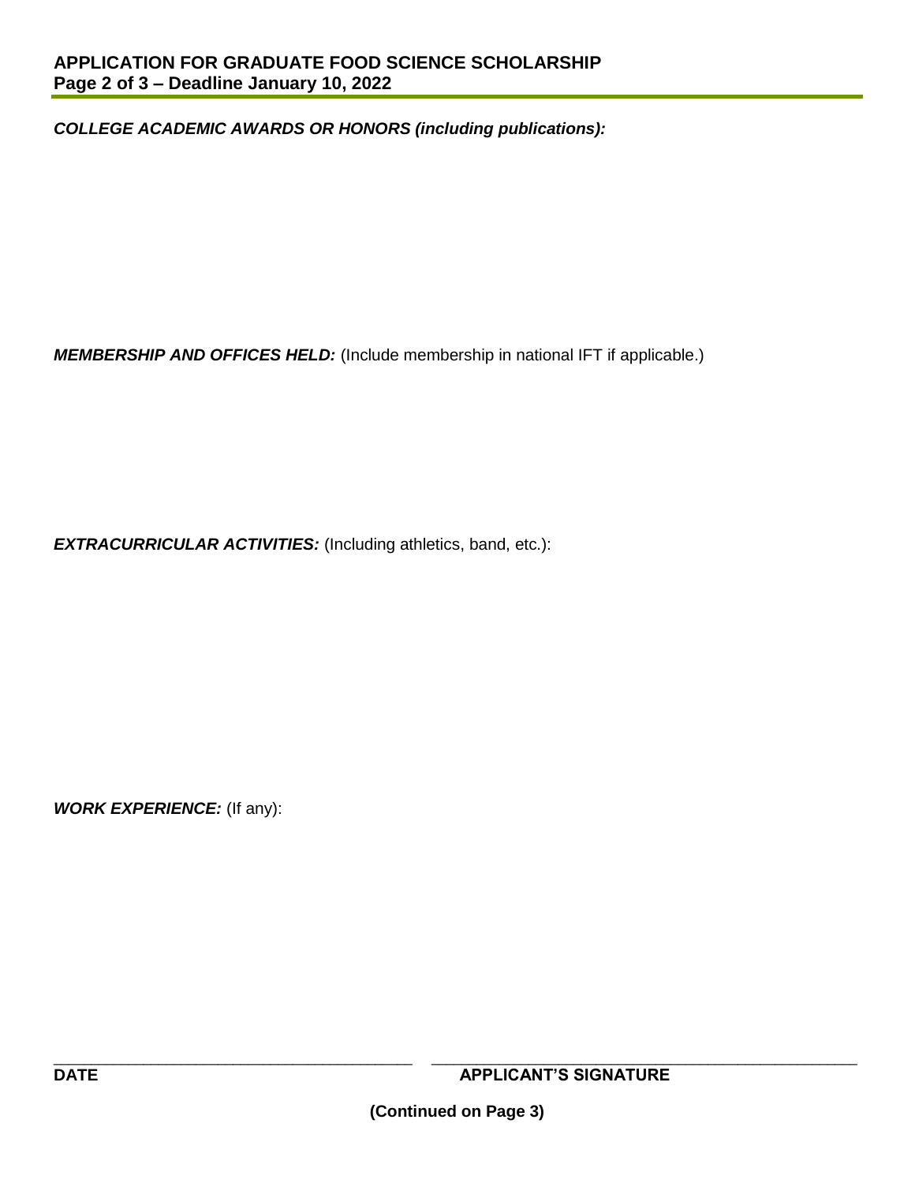***COLLEGE ACADEMIC AWARDS OR HONORS (including publications):***

***MEMBERSHIP AND OFFICES HELD:*** (Include membership in national IFT if applicable.)

***EXTRACURRICULAR ACTIVITIES:*** (Including athletics, band, etc.):

***WORK EXPERIENCE:*** (If any):

\_\_\_\_\_\_\_\_\_\_\_\_\_\_\_\_\_\_\_\_\_\_\_\_\_\_\_\_\_\_\_\_\_\_\_\_\_\_\_\_ \_\_\_\_\_\_\_\_\_\_\_\_\_\_\_\_\_\_\_\_\_\_\_\_\_\_\_\_\_\_\_\_\_\_\_\_\_\_\_\_\_\_\_\_\_\_

**DATE** **APPLICANT'S SIGNATURE**

**(Continued on Page 3)**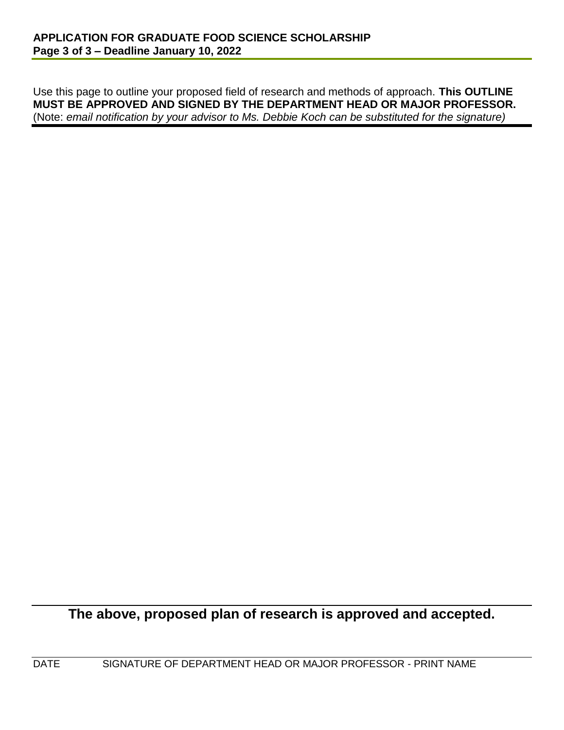Use this page to outline your proposed field of research and methods of approach. **This OUTLINE MUST BE APPROVED AND SIGNED BY THE DEPARTMENT HEAD OR MAJOR PROFESSOR.** (Note: *email notification by your advisor to Ms. Debbie Koch can be substituted for the signature)*

**The above, proposed plan of research is approved and accepted.**

DATE SIGNATURE OF DEPARTMENT HEAD OR MAJOR PROFESSOR - PRINT NAME